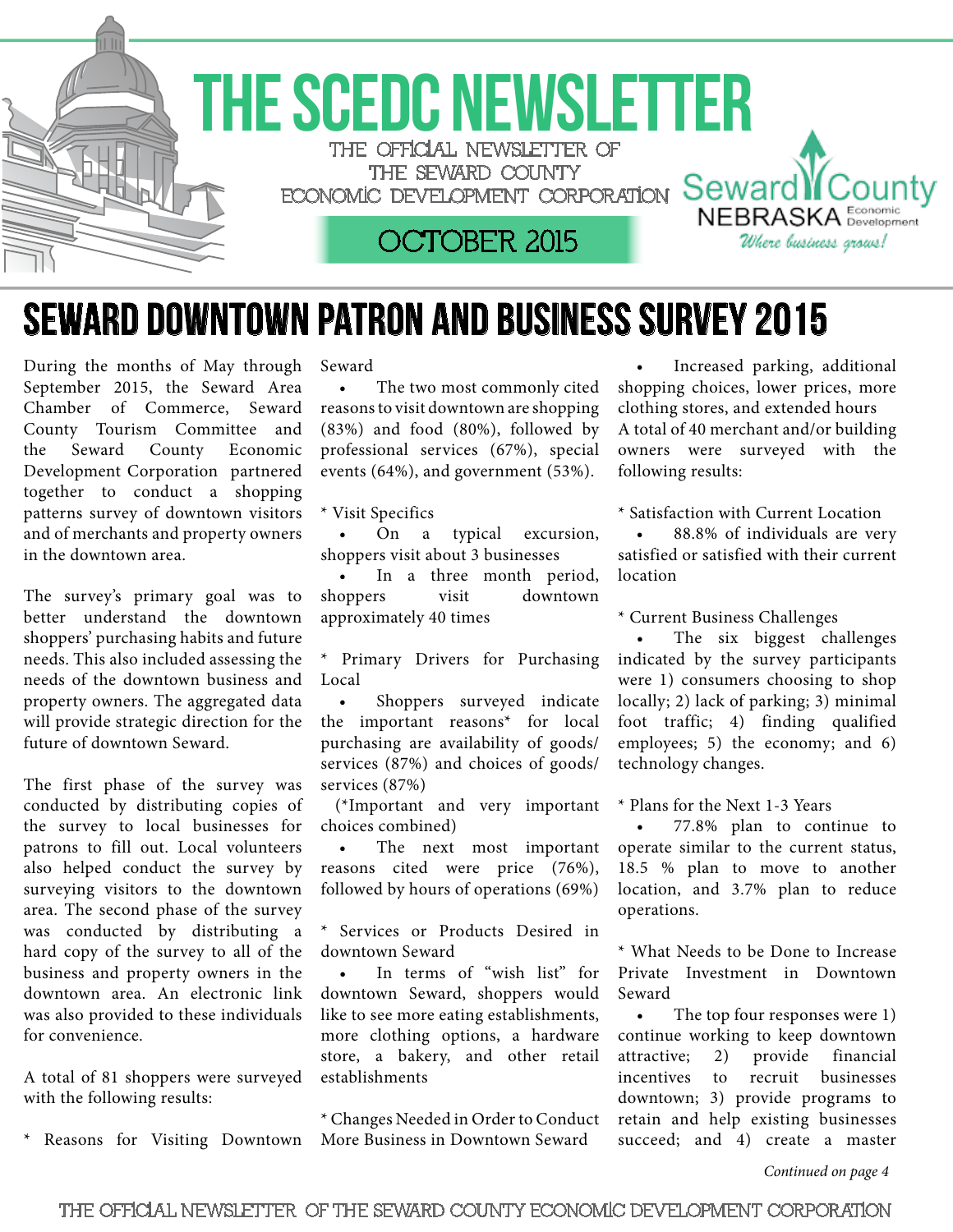# THE SCEDC NEWSLETTER

THE OFFICIAL NEWSLETTER OF THE SEWARD COUNTY ECONOMIC DEVELOPMENT CORPORATION

OCTOBER 2015

Seward County NEBRASKA Economic Development *Where business grows!*

## SEWARD DOWNTOWN PATRON AND BUSINESS SURVEY 2015

During the months of May through September 2015, the Seward Area Chamber of Commerce, Seward County Tourism Committee and the Seward County Economic Development Corporation partnered together to conduct a shopping patterns survey of downtown visitors and of merchants and property owners in the downtown area.

The survey's primary goal was to better understand the downtown shoppers' purchasing habits and future needs. This also included assessing the needs of the downtown business and property owners. The aggregated data will provide strategic direction for the future of downtown Seward.

The first phase of the survey was conducted by distributing copies of the survey to local businesses for patrons to fill out. Local volunteers also helped conduct the survey by surveying visitors to the downtown area. The second phase of the survey was conducted by distributing a hard copy of the survey to all of the business and property owners in the downtown area. An electronic link was also provided to these individuals for convenience.

A total of 81 shoppers were surveyed with the following results:

\* Reasons for Visiting Downtown Seward

- The two most commonly cited reasons to visit downtown are shopping (83%) and food (80%), followed by professional services (67%), special events (64%), and government (53%).

\* Visit Specifics

- On a typical excursion, shoppers visit about 3 businesses
- In a three month period, shoppers visit downtown approximately 40 times

\* Primary Drivers for Purchasing Local

- Shoppers surveyed indicate the important reasons* for local purchasing are availability of goods/services (87%) and choices of goods/services (87%)

(*Important and very important choices combined)

- The next most important reasons cited were price (76%), followed by hours of operations (69%)

\* Services or Products Desired in downtown Seward

- In terms of "wish list" for downtown Seward, shoppers would like to see more eating establishments, more clothing options, a hardware store, a bakery, and other retail establishments

\* Changes Needed in Order to Conduct More Business in Downtown Seward

- Increased parking, additional shopping choices, lower prices, more clothing stores, and extended hours

A total of 40 merchant and/or building owners were surveyed with the following results:

\* Satisfaction with Current Location

- 88.8% of individuals are very satisfied or satisfied with their current location

\* Current Business Challenges

- The six biggest challenges indicated by the survey participants were 1) consumers choosing to shop locally; 2) lack of parking; 3) minimal foot traffic; 4) finding qualified employees; 5) the economy; and 6) technology changes.

\* Plans for the Next 1-3 Years

- 77.8% plan to continue to operate similar to the current status, 18.5 % plan to move to another location, and 3.7% plan to reduce operations.

\* What Needs to be Done to Increase Private Investment in Downtown Seward

- The top four responses were 1) continue working to keep downtown attractive; 2) provide financial incentives to recruit businesses downtown; 3) provide programs to retain and help existing businesses succeed; and 4) create a master

*Continued on page 4*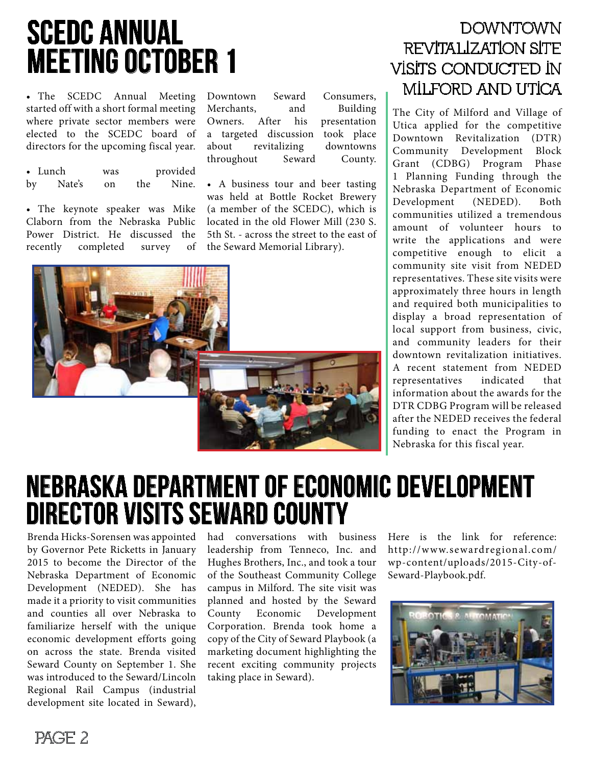# SCEDC Annual Meeting October 1

- The SCEDC Annual Meeting started off with a short formal meeting where private sector members were elected to the SCEDC board of directors for the upcoming fiscal year.
- Lunch was provided by Nate's on the Nine.
- The keynote speaker was Mike Claborn from the Nebraska Public Power District. He discussed the recently completed survey of Downtown Seward Consumers, Merchants, and Building Owners. After his presentation a targeted discussion took place about revitalizing downtowns throughout Seward County.
- A business tour and beer tasting was held at Bottle Rocket Brewery (a member of the SCEDC), which is located in the old Flower Mill (230 S. 5th St. - across the street to the east of the Seward Memorial Library).

# Downtown Revitalization Site Visits Conducted in Milford and Utica

The City of Milford and Village of Utica applied for the competitive Downtown Revitalization (DTR) Community Development Block Grant (CDBG) Program Phase 1 Planning Funding through the Nebraska Department of Economic Development (NEDED). Both communities utilized a tremendous amount of volunteer hours to write the applications and were competitive enough to elicit a community site visit from NEDED representatives. These site visits were approximately three hours in length and required both municipalities to display a broad representation of local support from business, civic, and community leaders for their downtown revitalization initiatives. A recent statement from NEDED representatives indicated that information about the awards for the DTR CDBG Program will be released after the NEDED receives the federal funding to enact the Program in Nebraska for this fiscal year.

# Nebraska Department of Economic Development Director Visits Seward County

Brenda Hicks-Sorensen was appointed by Governor Pete Ricketts in January 2015 to become the Director of the Nebraska Department of Economic Development (NEDED). She has made it a priority to visit communities and counties all over Nebraska to familiarize herself with the unique economic development efforts going on across the state. Brenda visited Seward County on September 1. She was introduced to the Seward/Lincoln Regional Rail Campus (industrial development site located in Seward), had conversations with business leadership from Tenneco, Inc. and Hughes Brothers, Inc., and took a tour of the Southeast Community College campus in Milford. The site visit was planned and hosted by the Seward County Economic Development Corporation. Brenda took home a copy of the City of Seward Playbook (a marketing document highlighting the recent exciting community projects taking place in Seward).

Here is the link for reference: http://www.sewardregional.com/wp-content/uploads/2015-City-of-Seward-Playbook.pdf.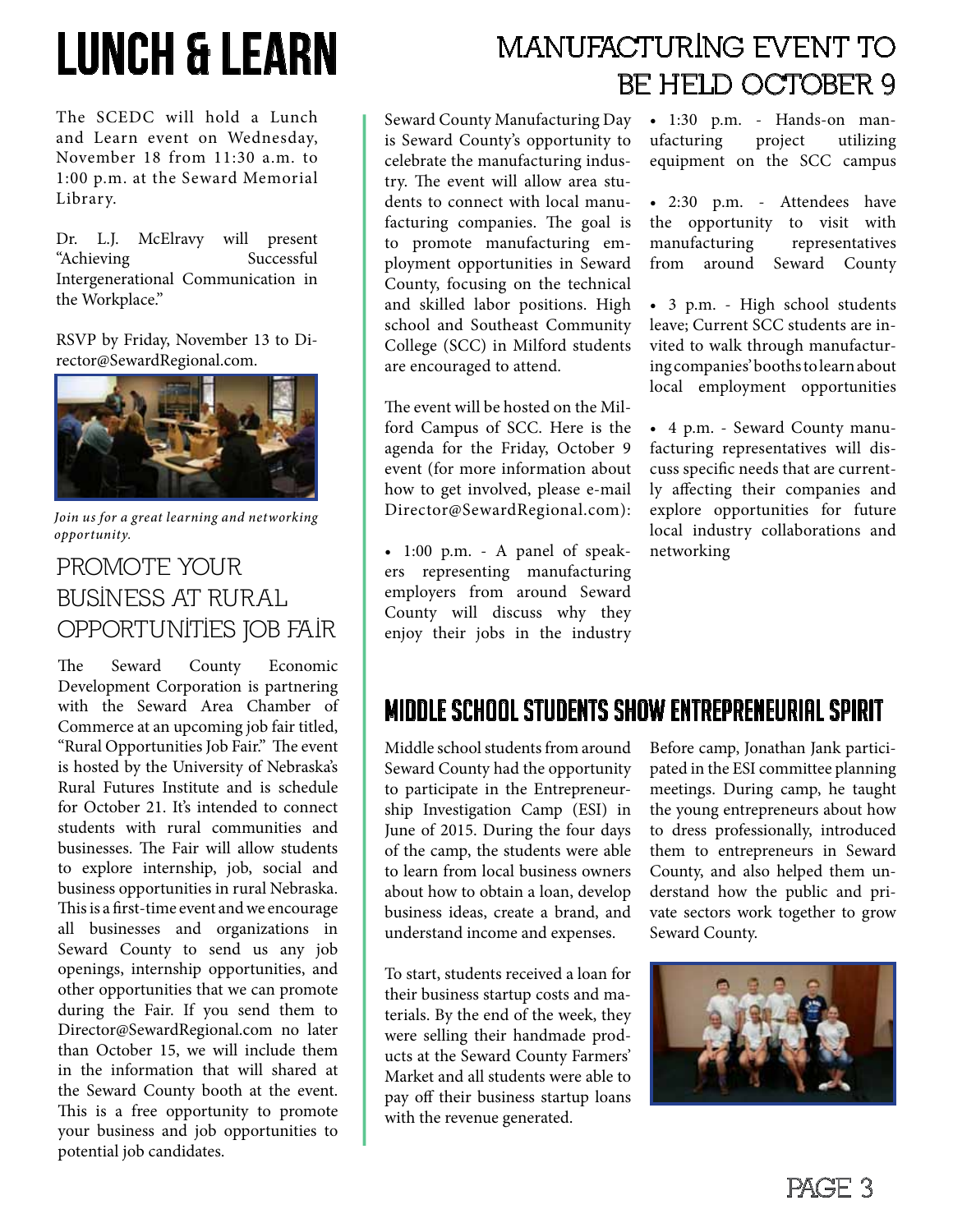# LUNCH & LEARN

The SCEDC will hold a Lunch and Learn event on Wednesday, November 18 from 11:30 a.m. to 1:00 p.m. at the Seward Memorial Library.

Dr. L.J. McElravy will present "Achieving Successful Intergenerational Communication in the Workplace."

RSVP by Friday, November 13 to Director@SewardRegional.com.

*Join us for a great learning and networking opportunity.*

## PROMOTE YOUR BUSINESS AT RURAL OPPORTUNITIES JOB FAIR

The Seward County Economic Development Corporation is partnering with the Seward Area Chamber of Commerce at an upcoming job fair titled, "Rural Opportunities Job Fair." The event is hosted by the University of Nebraska's Rural Futures Institute and is schedule for October 21. It's intended to connect students with rural communities and businesses. The Fair will allow students to explore internship, job, social and business opportunities in rural Nebraska. This is a first-time event and we encourage all businesses and organizations in Seward County to send us any job openings, internship opportunities, and other opportunities that we can promote during the Fair. If you send them to Director@SewardRegional.com no later than October 15, we will include them in the information that will shared at the Seward County booth at the event. This is a free opportunity to promote your business and job opportunities to potential job candidates.

# MANUFACTURING EVENT TO BE HELD OCTOBER 9

Seward County Manufacturing Day is Seward County's opportunity to celebrate the manufacturing industry. The event will allow area students to connect with local manufacturing companies. The goal is to promote manufacturing employment opportunities in Seward County, focusing on the technical and skilled labor positions. High school and Southeast Community College (SCC) in Milford students are encouraged to attend.

The event will be hosted on the Milford Campus of SCC. Here is the agenda for the Friday, October 9 event (for more information about how to get involved, please e-mail Director@SewardRegional.com):

- 1:00 p.m. - A panel of speakers representing manufacturing employers from around Seward County will discuss why they enjoy their jobs in the industry
- 1:30 p.m. - Hands-on manufacturing project utilizing equipment on the SCC campus
- 2:30 p.m. - Attendees have the opportunity to visit with manufacturing representatives from around Seward County
- 3 p.m. - High school students leave; Current SCC students are invited to walk through manufacturing companies' booths to learn about local employment opportunities
- 4 p.m. - Seward County manufacturing representatives will discuss specific needs that are currently affecting their companies and explore opportunities for future local industry collaborations and networking

# MIDDLE SCHOOL STUDENTS SHOW ENTREPRENEURIAL SPIRIT

Middle school students from around Seward County had the opportunity to participate in the Entrepreneurship Investigation Camp (ESI) in June of 2015. During the four days of the camp, the students were able to learn from local business owners about how to obtain a loan, develop business ideas, create a brand, and understand income and expenses.

To start, students received a loan for their business startup costs and materials. By the end of the week, they were selling their handmade products at the Seward County Farmers' Market and all students were able to pay off their business startup loans with the revenue generated.

Before camp, Jonathan Jank participated in the ESI committee planning meetings. During camp, he taught the young entrepreneurs about how to dress professionally, introduced them to entrepreneurs in Seward County, and also helped them understand how the public and private sectors work together to grow Seward County.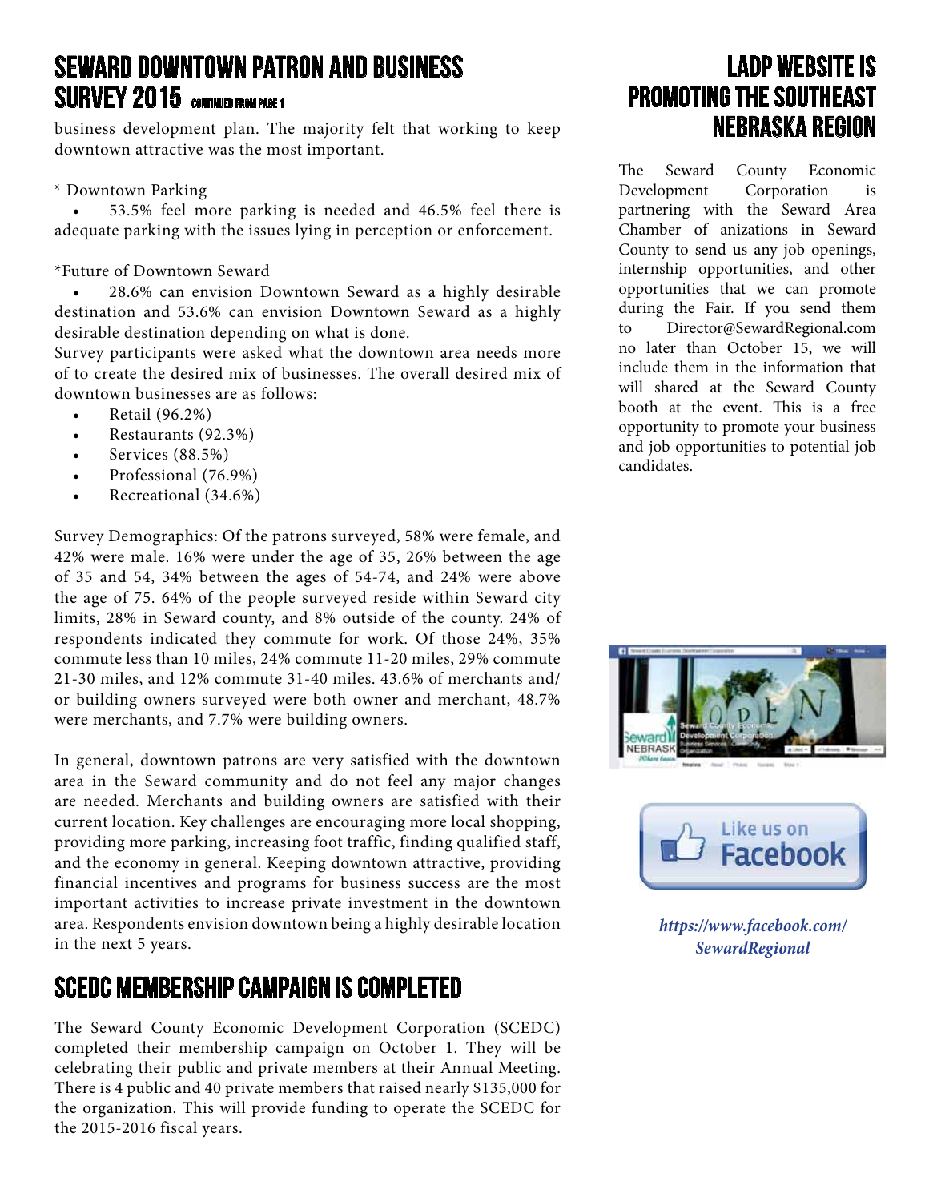## SEWARD DOWNTOWN PATRON AND BUSINESS SURVEY 2015 CONTINUED FROM PAGE 1

business development plan. The majority felt that working to keep downtown attractive was the most important.

* Downtown Parking

- 53.5% feel more parking is needed and 46.5% feel there is adequate parking with the issues lying in perception or enforcement.

*Future of Downtown Seward

- 28.6% can envision Downtown Seward as a highly desirable destination and 53.6% can envision Downtown Seward as a highly desirable destination depending on what is done.

Survey participants were asked what the downtown area needs more of to create the desired mix of businesses. The overall desired mix of downtown businesses are as follows:

- Retail (96.2%)
- Restaurants (92.3%)
- Services (88.5%)
- Professional (76.9%)
- Recreational (34.6%)

Survey Demographics: Of the patrons surveyed, 58% were female, and 42% were male. 16% were under the age of 35, 26% between the age of 35 and 54, 34% between the ages of 54-74, and 24% were above the age of 75. 64% of the people surveyed reside within Seward city limits, 28% in Seward county, and 8% outside of the county. 24% of respondents indicated they commute for work. Of those 24%, 35% commute less than 10 miles, 24% commute 11-20 miles, 29% commute 21-30 miles, and 12% commute 31-40 miles. 43.6% of merchants and/or building owners surveyed were both owner and merchant, 48.7% were merchants, and 7.7% were building owners.

In general, downtown patrons are very satisfied with the downtown area in the Seward community and do not feel any major changes are needed. Merchants and building owners are satisfied with their current location. Key challenges are encouraging more local shopping, providing more parking, increasing foot traffic, finding qualified staff, and the economy in general. Keeping downtown attractive, providing financial incentives and programs for business success are the most important activities to increase private investment in the downtown area. Respondents envision downtown being a highly desirable location in the next 5 years.

## SCEDC MEMBERSHIP CAMPAIGN IS COMPLETED

The Seward County Economic Development Corporation (SCEDC) completed their membership campaign on October 1. They will be celebrating their public and private members at their Annual Meeting. There is 4 public and 40 private members that raised nearly $135,000 for the organization. This will provide funding to operate the SCEDC for the 2015-2016 fiscal years.

## LADP WEBSITE IS PROMOTING THE SOUTHEAST NEBRASKA REGION

The Seward County Economic Development Corporation is partnering with the Seward Area Chamber of anizations in Seward County to send us any job openings, internship opportunities, and other opportunities that we can promote during the Fair. If you send them to Director@SewardRegional.com no later than October 15, we will include them in the information that will shared at the Seward County booth at the event. This is a free opportunity to promote your business and job opportunities to potential job candidates.

Like us on Facebook

***https://www.facebook.com/SewardRegional***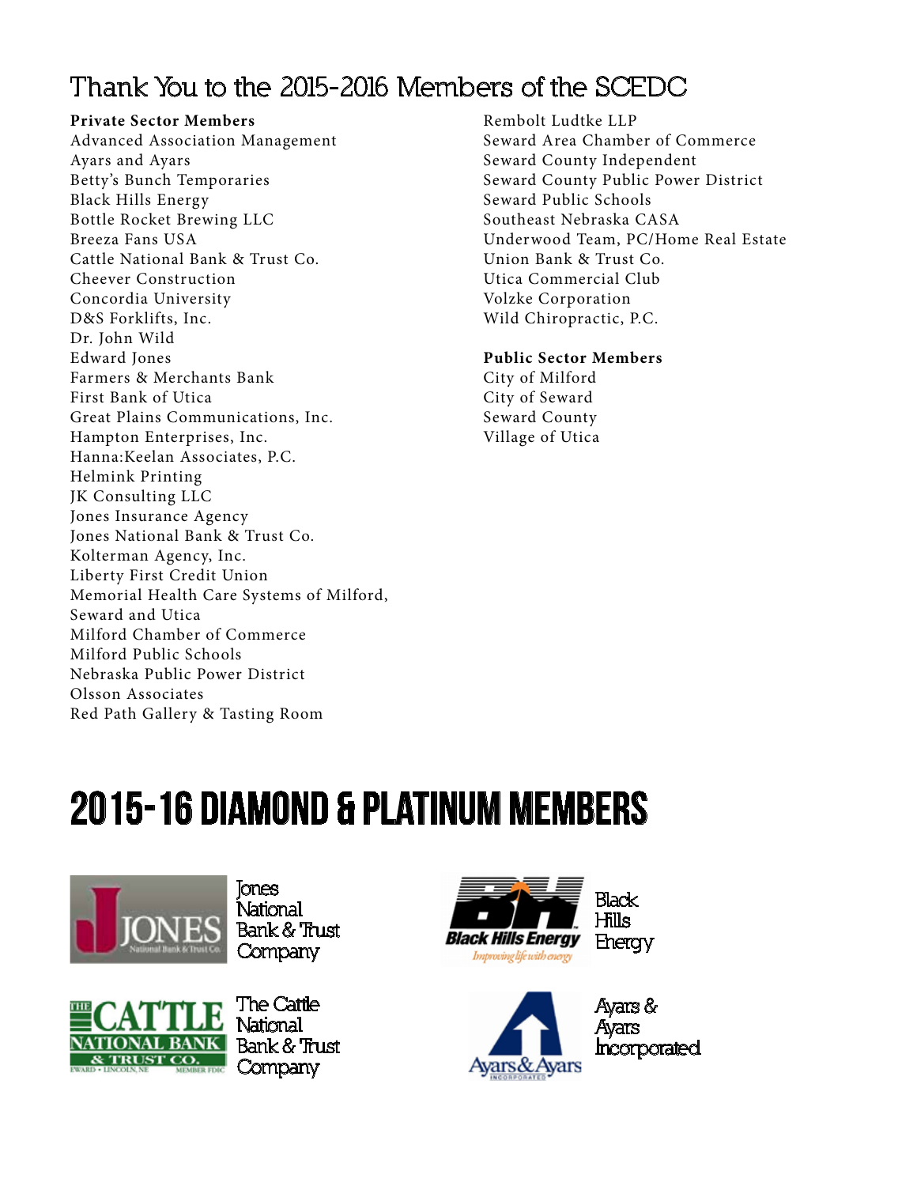# Thank You to the 2015-2016 Members of the SCEDC

**Private Sector Members**

Advanced Association Management
Ayars and Ayars
Betty's Bunch Temporaries
Black Hills Energy
Bottle Rocket Brewing LLC
Breeza Fans USA
Cattle National Bank & Trust Co.
Cheever Construction
Concordia University
D&S Forklifts, Inc.
Dr. John Wild
Edward Jones
Farmers & Merchants Bank
First Bank of Utica
Great Plains Communications, Inc.
Hampton Enterprises, Inc.
Hanna:Keelan Associates, P.C.
Helmink Printing
JK Consulting LLC
Jones Insurance Agency
Jones National Bank & Trust Co.
Kolterman Agency, Inc.
Liberty First Credit Union
Memorial Health Care Systems of Milford, Seward and Utica
Milford Chamber of Commerce
Milford Public Schools
Nebraska Public Power District
Olsson Associates
Red Path Gallery & Tasting Room
Rembolt Ludtke LLP
Seward Area Chamber of Commerce
Seward County Independent
Seward County Public Power District
Seward Public Schools
Southeast Nebraska CASA
Underwood Team, PC/Home Real Estate
Union Bank & Trust Co.
Utica Commercial Club
Volzke Corporation
Wild Chiropractic, P.C.

**Public Sector Members**

City of Milford
City of Seward
Seward County
Village of Utica

# 2015-16 DIAMOND & PLATINUM MEMBERS

Jones National Bank & Trust Company

Black Hills Energy

The Cattle National Bank & Trust Company

Ayars & Ayars Incorporated